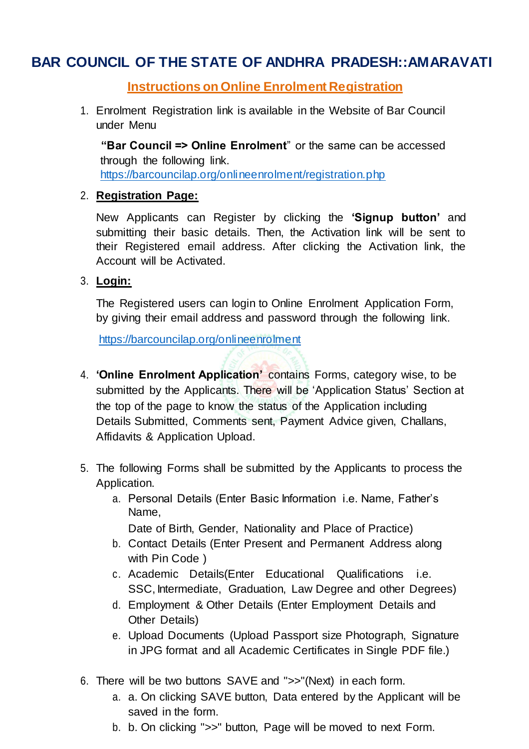# BAR COUNCIL OF THE STATE OF ANDHRA PRADESH::AMARAVATI

## Instructions on Online Enrolment Registration

1. Enrolment Registration link is available in the Website of Bar Council under Menu

   **"Bar Council => Online Enrolment"** or the same can be accessed through the following link.
   https://barcouncilap.org/onlineenrolment/registration.php

2. **Registration Page:**

   New Applicants can Register by clicking the **'Signup button'** and submitting their basic details. Then, the Activation link will be sent to their Registered email address. After clicking the Activation link, the Account will be Activated.

3. **Login:**

   The Registered users can login to Online Enrolment Application Form, by giving their email address and password through the following link.

   https://barcouncilap.org/onlineenrolment

4. **'Online Enrolment Application'** contains Forms, category wise, to be submitted by the Applicants. There will be 'Application Status' Section at the top of the page to know the status of the Application including Details Submitted, Comments sent, Payment Advice given, Challans, Affidavits & Application Upload.

5. The following Forms shall be submitted by the Applicants to process the Application.
   a. Personal Details (Enter Basic Information i.e. Name, Father's Name,
      Date of Birth, Gender, Nationality and Place of Practice)
   b. Contact Details (Enter Present and Permanent Address along with Pin Code )
   c. Academic Details(Enter Educational Qualifications i.e. SSC, Intermediate, Graduation, Law Degree and other Degrees)
   d. Employment & Other Details (Enter Employment Details and Other Details)
   e. Upload Documents (Upload Passport size Photograph, Signature in JPG format and all Academic Certificates in Single PDF file.)

6. There will be two buttons SAVE and ">>"(Next) in each form.
   a. a. On clicking SAVE button, Data entered by the Applicant will be saved in the form.
   b. b. On clicking ">>" button, Page will be moved to next Form.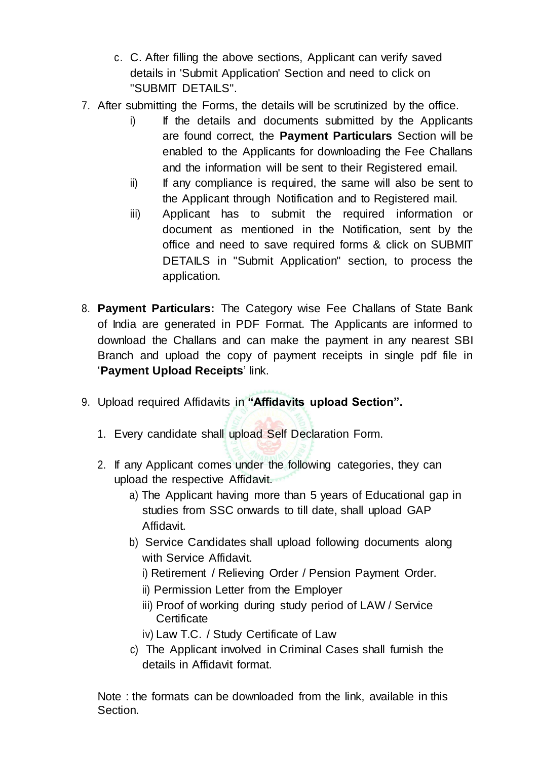c. C. After filling the above sections, Applicant can verify saved details in 'Submit Application' Section and need to click on "SUBMIT DETAILS".

7. After submitting the Forms, the details will be scrutinized by the office.
   - i) If the details and documents submitted by the Applicants are found correct, the **Payment Particulars** Section will be enabled to the Applicants for downloading the Fee Challans and the information will be sent to their Registered email.
   - ii) If any compliance is required, the same will also be sent to the Applicant through Notification and to Registered mail.
   - iii) Applicant has to submit the required information or document as mentioned in the Notification, sent by the office and need to save required forms & click on SUBMIT DETAILS in "Submit Application" section, to process the application.

8. **Payment Particulars:** The Category wise Fee Challans of State Bank of India are generated in PDF Format. The Applicants are informed to download the Challans and can make the payment in any nearest SBI Branch and upload the copy of payment receipts in single pdf file in '**Payment Upload Receipts**' link.

9. Upload required Affidavits in **"Affidavits upload Section".**

   1. Every candidate shall upload Self Declaration Form.

   2. If any Applicant comes under the following categories, they can upload the respective Affidavit.
      - a) The Applicant having more than 5 years of Educational gap in studies from SSC onwards to till date, shall upload GAP Affidavit.
      - b) Service Candidates shall upload following documents along with Service Affidavit.
        - i) Retirement / Relieving Order / Pension Payment Order.
        - ii) Permission Letter from the Employer
        - iii) Proof of working during study period of LAW / Service Certificate
        - iv) Law T.C. / Study Certificate of Law
      - c) The Applicant involved in Criminal Cases shall furnish the details in Affidavit format.

Note : the formats can be downloaded from the link, available in this Section.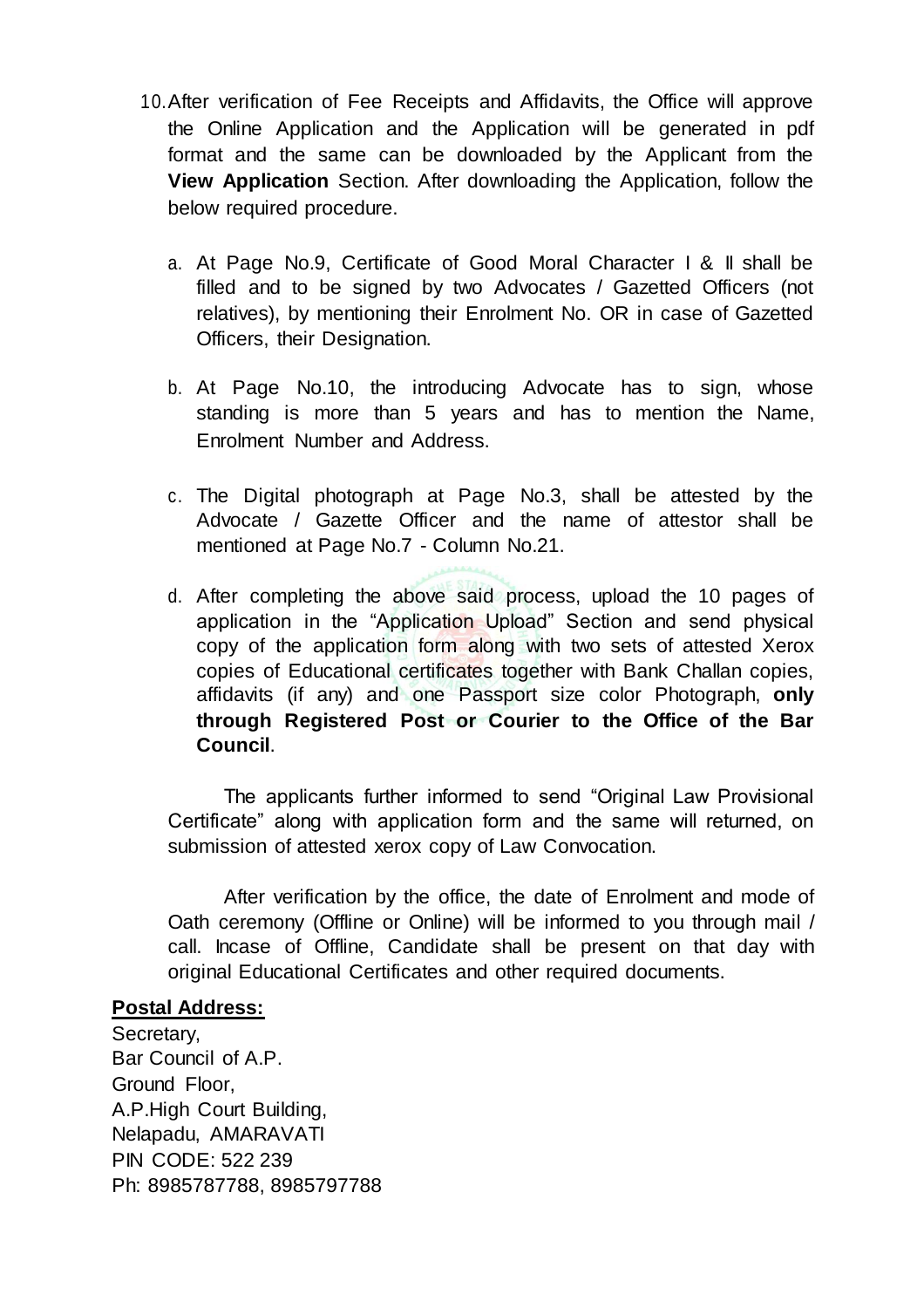10. After verification of Fee Receipts and Affidavits, the Office will approve the Online Application and the Application will be generated in pdf format and the same can be downloaded by the Applicant from the **View Application** Section. After downloading the Application, follow the below required procedure.

    a. At Page No.9, Certificate of Good Moral Character I & II shall be filled and to be signed by two Advocates / Gazetted Officers (not relatives), by mentioning their Enrolment No. OR in case of Gazetted Officers, their Designation.

    b. At Page No.10, the introducing Advocate has to sign, whose standing is more than 5 years and has to mention the Name, Enrolment Number and Address.

    c. The Digital photograph at Page No.3, shall be attested by the Advocate / Gazette Officer and the name of attestor shall be mentioned at Page No.7 - Column No.21.

    d. After completing the above said process, upload the 10 pages of application in the "Application Upload" Section and send physical copy of the application form along with two sets of attested Xerox copies of Educational certificates together with Bank Challan copies, affidavits (if any) and one Passport size color Photograph, **only through Registered Post or Courier to the Office of the Bar Council**.

    The applicants further informed to send "Original Law Provisional Certificate" along with application form and the same will returned, on submission of attested xerox copy of Law Convocation.

    After verification by the office, the date of Enrolment and mode of Oath ceremony (Offline or Online) will be informed to you through mail / call. Incase of Offline, Candidate shall be present on that day with original Educational Certificates and other required documents.

**Postal Address:**

Secretary,  
Bar Council of A.P.  
Ground Floor,  
A.P.High Court Building,  
Nelapadu, AMARAVATI  
PIN CODE: 522 239  
Ph: 8985787788, 8985797788